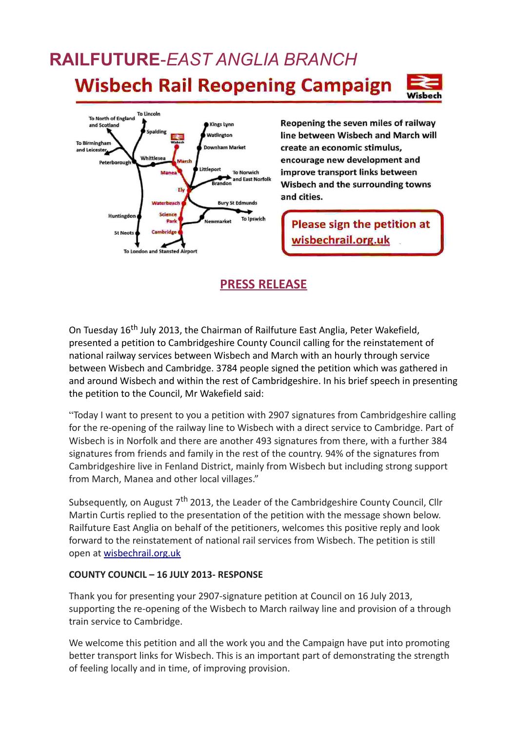# RAILFUTURE-*EAST ANGLIA BRANCH*

## Wisbech Rail Reopening Campaign

**Reopening the seven miles of railway line between Wisbech and March will create an economic stimulus, encourage new development and improve transport links between Wisbech and the surrounding towns and cities.**

**Please sign the petition at wisbechrail.org.uk**

## PRESS RELEASE

On Tuesday 16th July 2013, the Chairman of Railfuture East Anglia, Peter Wakefield, presented a petition to Cambridgeshire County Council calling for the reinstatement of national railway services between Wisbech and March with an hourly through service between Wisbech and Cambridge. 3784 people signed the petition which was gathered in and around Wisbech and within the rest of Cambridgeshire. In his brief speech in presenting the petition to the Council, Mr Wakefield said:

"Today I want to present to you a petition with 2907 signatures from Cambridgeshire calling for the re-opening of the railway line to Wisbech with a direct service to Cambridge. Part of Wisbech is in Norfolk and there are another 493 signatures from there, with a further 384 signatures from friends and family in the rest of the country. 94% of the signatures from Cambridgeshire live in Fenland District, mainly from Wisbech but including strong support from March, Manea and other local villages."

Subsequently, on August 7th 2013, the Leader of the Cambridgeshire County Council, Cllr Martin Curtis replied to the presentation of the petition with the message shown below. Railfuture East Anglia on behalf of the petitioners, welcomes this positive reply and look forward to the reinstatement of national rail services from Wisbech. The petition is still open at wisbechrail.org.uk

**COUNTY COUNCIL – 16 JULY 2013- RESPONSE**

Thank you for presenting your 2907-signature petition at Council on 16 July 2013, supporting the re-opening of the Wisbech to March railway line and provision of a through train service to Cambridge.

We welcome this petition and all the work you and the Campaign have put into promoting better transport links for Wisbech. This is an important part of demonstrating the strength of feeling locally and in time, of improving provision.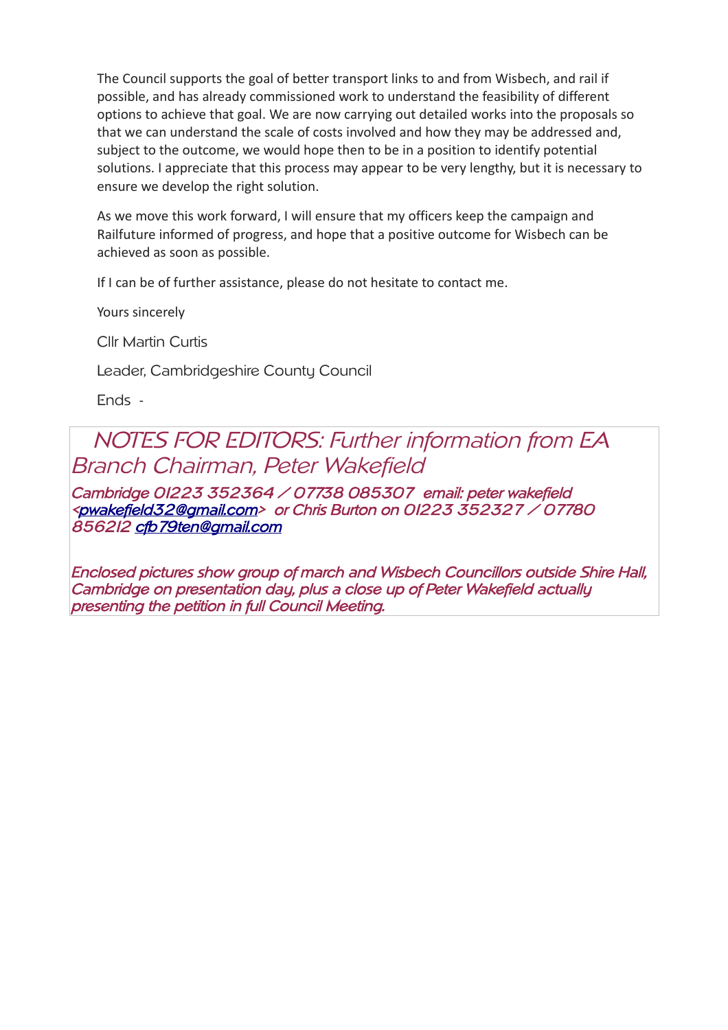The Council supports the goal of better transport links to and from Wisbech, and rail if possible, and has already commissioned work to understand the feasibility of different options to achieve that goal. We are now carrying out detailed works into the proposals so that we can understand the scale of costs involved and how they may be addressed and, subject to the outcome, we would hope then to be in a position to identify potential solutions. I appreciate that this process may appear to be very lengthy, but it is necessary to ensure we develop the right solution.

As we move this work forward, I will ensure that my officers keep the campaign and Railfuture informed of progress, and hope that a positive outcome for Wisbech can be achieved as soon as possible.

If I can be of further assistance, please do not hesitate to contact me.

Yours sincerely

Cllr Martin Curtis

Leader, Cambridgeshire County Council

Ends -

## *NOTES FOR EDITORS: Further information from EA Branch Chairman, Peter Wakefield*

*Cambridge 01223 352364 / 07738 085307 email: peter wakefield <pwakefield32@gmail.com> or Chris Burton on 01223 352327 / 07780 856212 cfb79ten@gmail.com*

*Enclosed pictures show group of march and Wisbech Councillors outside Shire Hall, Cambridge on presentation day, plus a close up of Peter Wakefield actually presenting the petition in full Council Meeting.*